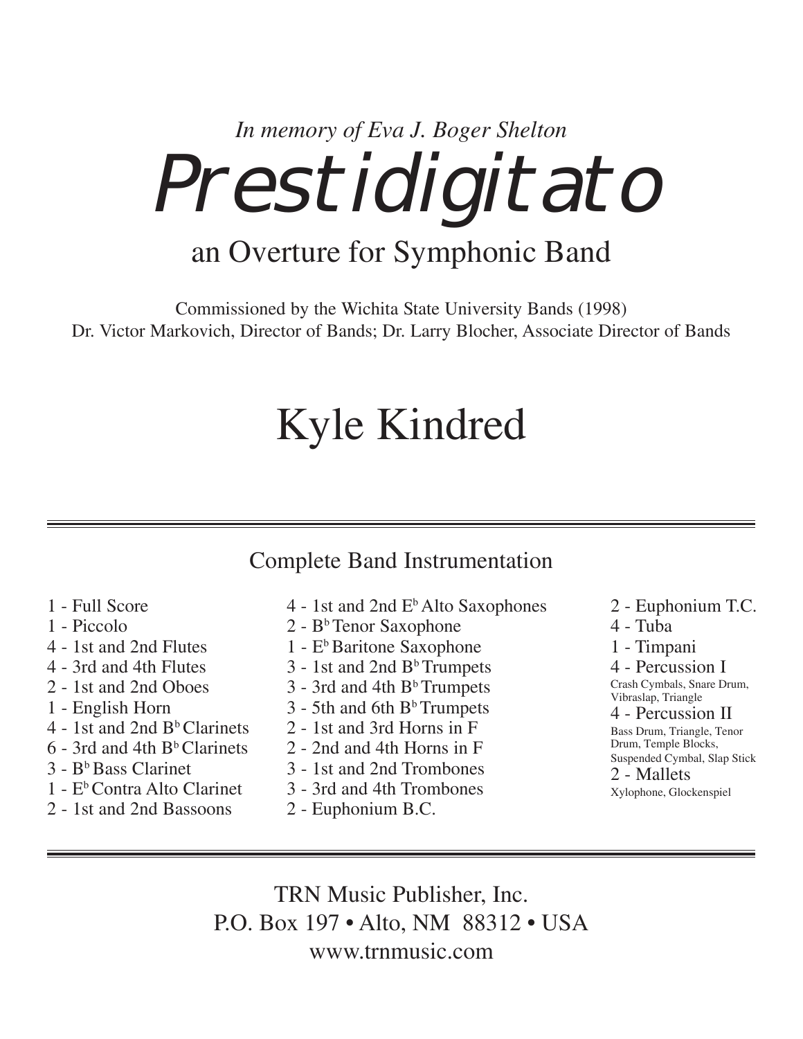*In memory of Eva J. Boger Shelton*

# Prestidigitato

## an Overture for Symphonic Band

Commissioned by the Wichita State University Bands (1998)
Dr. Victor Markovich, Director of Bands; Dr. Larry Blocher, Associate Director of Bands

## Kyle Kindred

---

### Complete Band Instrumentation

- 1 - Full Score
- 1 - Piccolo
- 4 - 1st and 2nd Flutes
- 4 - 3rd and 4th Flutes
- 2 - 1st and 2nd Oboes
- 1 - English Horn
- 4 - 1st and 2nd B♭ Clarinets
- 6 - 3rd and 4th B♭ Clarinets
- 3 - B♭ Bass Clarinet
- 1 - E♭ Contra Alto Clarinet
- 2 - 1st and 2nd Bassoons
- 4 - 1st and 2nd E♭ Alto Saxophones
- 2 - B♭ Tenor Saxophone
- 1 - E♭ Baritone Saxophone
- 3 - 1st and 2nd B♭ Trumpets
- 3 - 3rd and 4th B♭ Trumpets
- 3 - 5th and 6th B♭ Trumpets
- 2 - 1st and 3rd Horns in F
- 2 - 2nd and 4th Horns in F
- 3 - 1st and 2nd Trombones
- 3 - 3rd and 4th Trombones
- 2 - Euphonium B.C.
- 2 - Euphonium T.C.
- 4 - Tuba
- 1 - Timpani
- 4 - Percussion I
  Crash Cymbals, Snare Drum, Vibraslap, Triangle
- 4 - Percussion II
  Bass Drum, Triangle, Tenor Drum, Temple Blocks, Suspended Cymbal, Slap Stick
- 2 - Mallets
  Xylophone, Glockenspiel

---

TRN Music Publisher, Inc.
P.O. Box 197 • Alto, NM 88312 • USA
www.trnmusic.com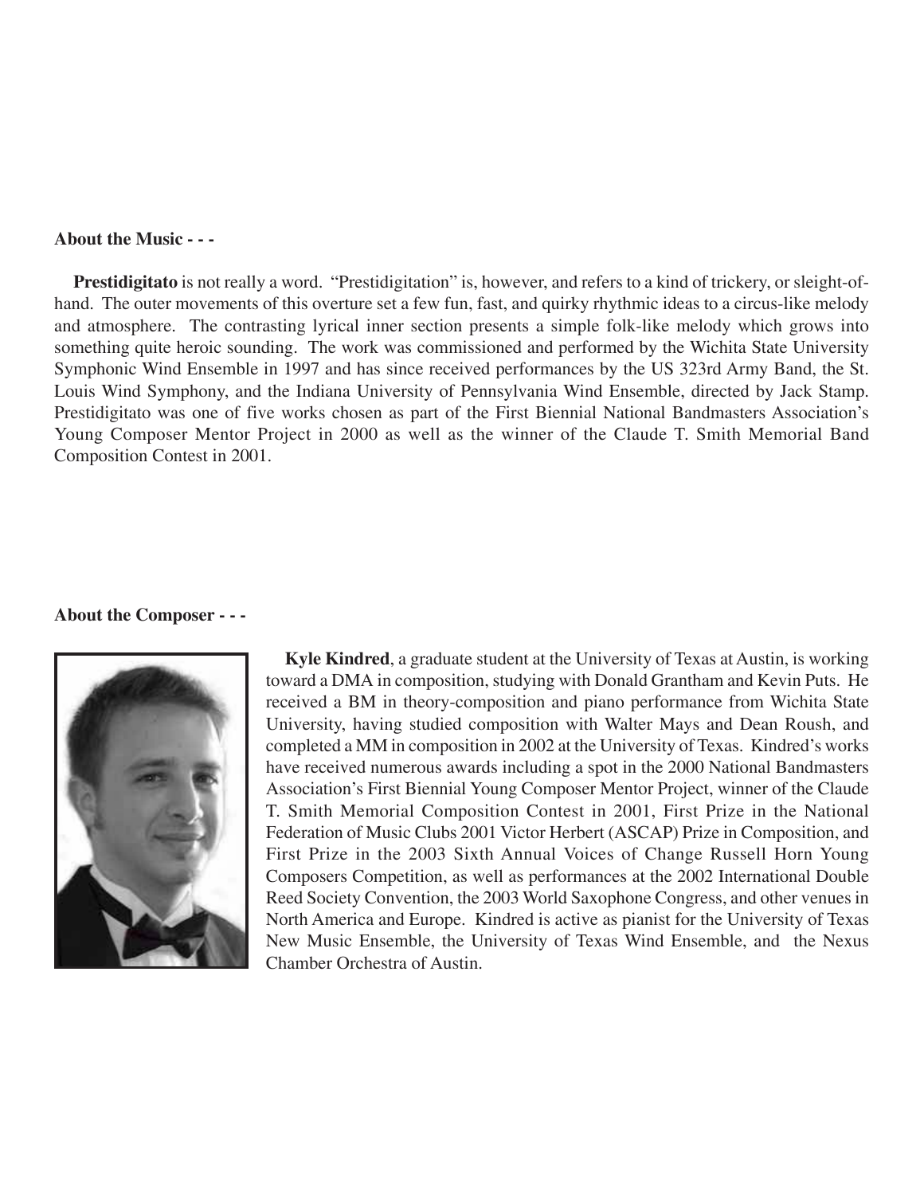**About the Music - - -**

**Prestidigitato** is not really a word. "Prestidigitation" is, however, and refers to a kind of trickery, or sleight-of-hand. The outer movements of this overture set a few fun, fast, and quirky rhythmic ideas to a circus-like melody and atmosphere. The contrasting lyrical inner section presents a simple folk-like melody which grows into something quite heroic sounding. The work was commissioned and performed by the Wichita State University Symphonic Wind Ensemble in 1997 and has since received performances by the US 323rd Army Band, the St. Louis Wind Symphony, and the Indiana University of Pennsylvania Wind Ensemble, directed by Jack Stamp. Prestidigitato was one of five works chosen as part of the First Biennial National Bandmasters Association's Young Composer Mentor Project in 2000 as well as the winner of the Claude T. Smith Memorial Band Composition Contest in 2001.

**About the Composer - - -**

**Kyle Kindred**, a graduate student at the University of Texas at Austin, is working toward a DMA in composition, studying with Donald Grantham and Kevin Puts. He received a BM in theory-composition and piano performance from Wichita State University, having studied composition with Walter Mays and Dean Roush, and completed a MM in composition in 2002 at the University of Texas. Kindred's works have received numerous awards including a spot in the 2000 National Bandmasters Association's First Biennial Young Composer Mentor Project, winner of the Claude T. Smith Memorial Composition Contest in 2001, First Prize in the National Federation of Music Clubs 2001 Victor Herbert (ASCAP) Prize in Composition, and First Prize in the 2003 Sixth Annual Voices of Change Russell Horn Young Composers Competition, as well as performances at the 2002 International Double Reed Society Convention, the 2003 World Saxophone Congress, and other venues in North America and Europe. Kindred is active as pianist for the University of Texas New Music Ensemble, the University of Texas Wind Ensemble, and the Nexus Chamber Orchestra of Austin.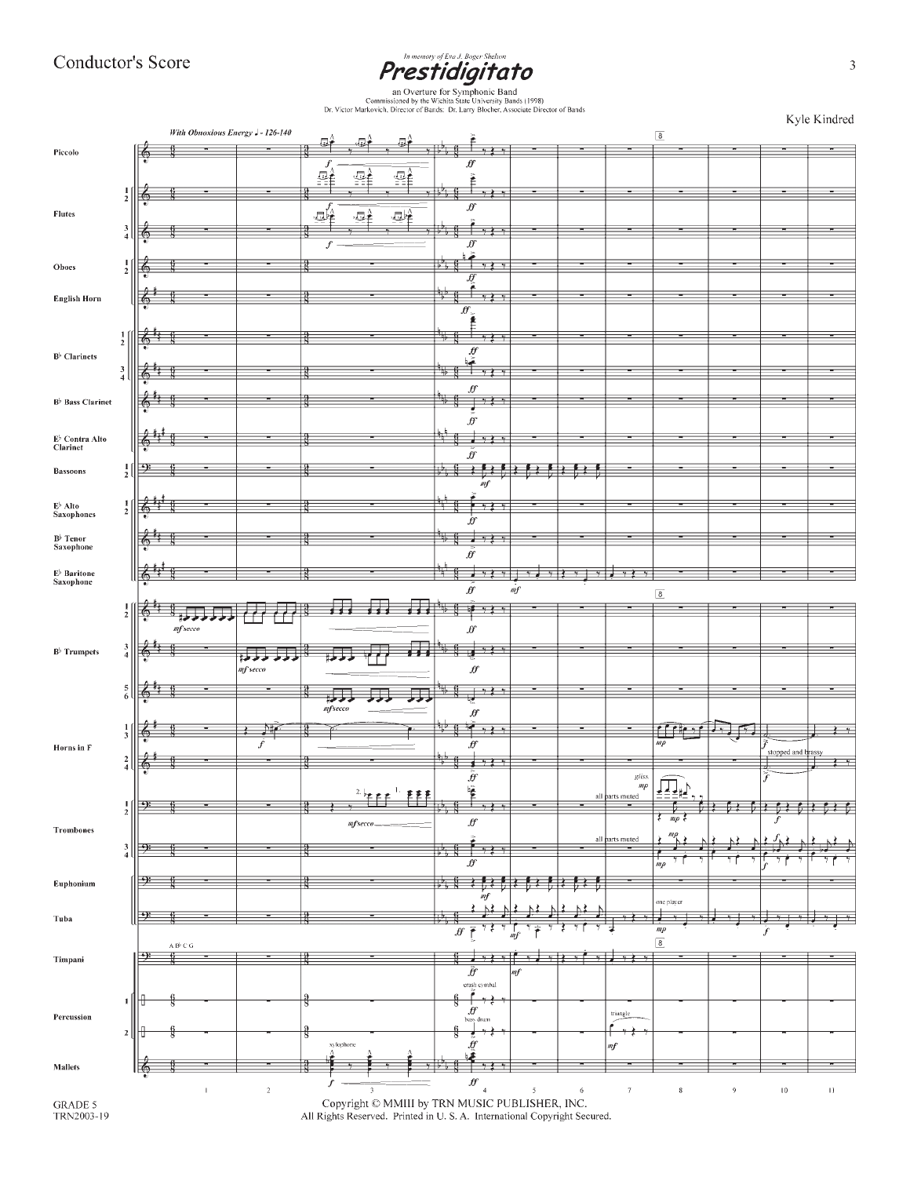Conductor's Score

*In memory of Eva J. Boger Shelton*

# Prestidigitato

an Overture for Symphonic Band

Commissioned by the Wichita State University Bands (1998)

Dr. Victor Markovich, Director of Bands; Dr. Larry Blocher, Associate Director of Bands

Kyle Kindred

*With Obnoxious Energy ♩ = 126-140*

GRADE 5
TRN2003-19

Copyright © MMIII by TRN MUSIC PUBLISHER, INC.
All Rights Reserved. Printed in U. S. A. International Copyright Secured.